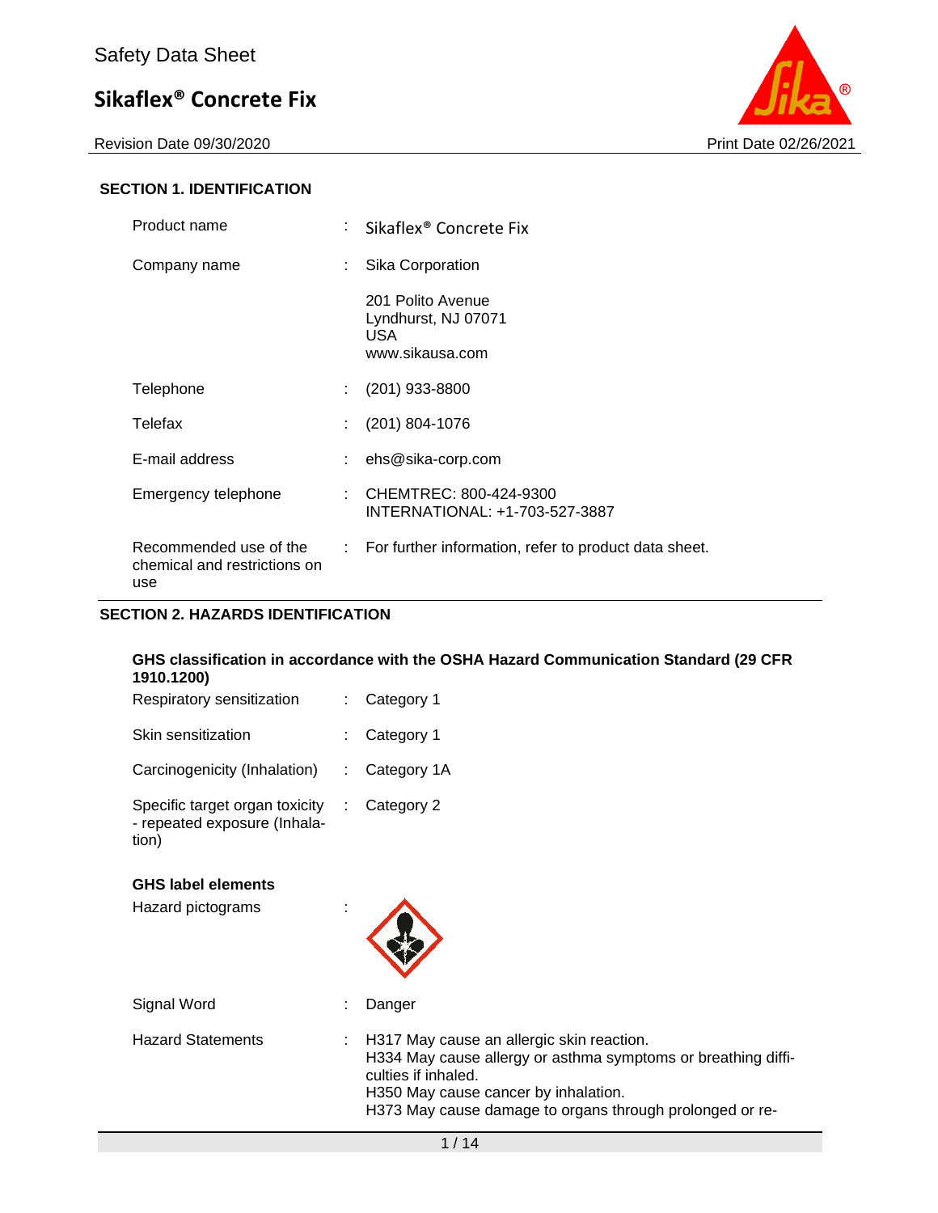Safety Data Sheet

# Sikaflex® Concrete Fix

Revision Date 09/30/2020 Print Date 02/26/2021

## SECTION 1. IDENTIFICATION

| | | |
|---|---|---|
| Product name | : | Sikaflex® Concrete Fix |
| Company name | : | Sika Corporation<br>201 Polito Avenue<br>Lyndhurst, NJ 07071<br>USA<br>www.sikausa.com |
| Telephone | : | (201) 933-8800 |
| Telefax | : | (201) 804-1076 |
| E-mail address | : | ehs@sika-corp.com |
| Emergency telephone | : | CHEMTREC: 800-424-9300<br>INTERNATIONAL: +1-703-527-3887 |
| Recommended use of the chemical and restrictions on use | : | For further information, refer to product data sheet. |

## SECTION 2. HAZARDS IDENTIFICATION

**GHS classification in accordance with the OSHA Hazard Communication Standard (29 CFR 1910.1200)**

| | | |
|---|---|---|
| Respiratory sensitization | : | Category 1 |
| Skin sensitization | : | Category 1 |
| Carcinogenicity (Inhalation) | : | Category 1A |
| Specific target organ toxicity - repeated exposure (Inhalation) | : | Category 2 |

**GHS label elements**

| | | |
|---|---|---|
| Hazard pictograms | : | |
| Signal Word | : | Danger |
| Hazard Statements | : | H317 May cause an allergic skin reaction.<br>H334 May cause allergy or asthma symptoms or breathing difficulties if inhaled.<br>H350 May cause cancer by inhalation.<br>H373 May cause damage to organs through prolonged or re- |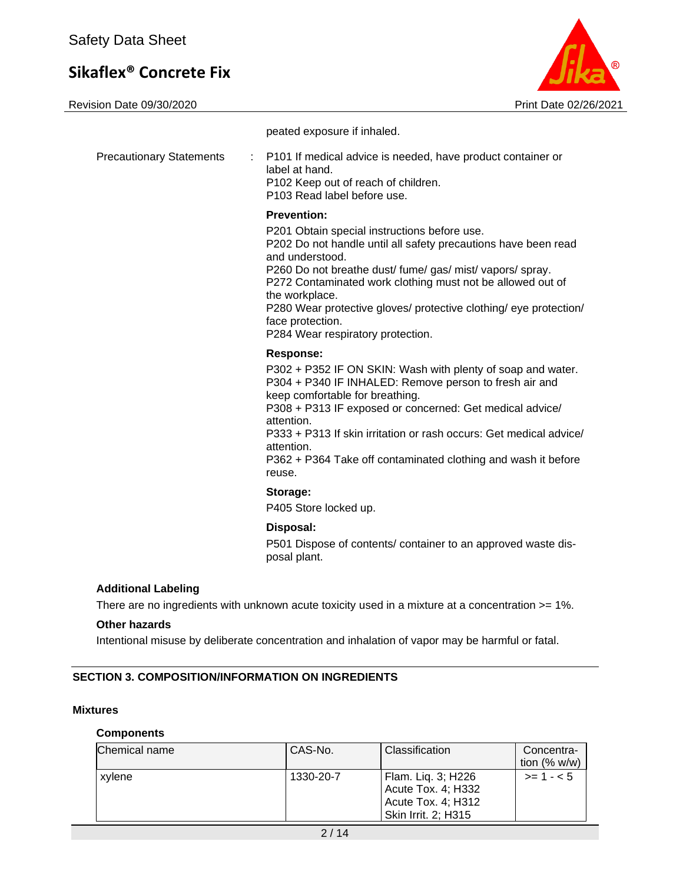peated exposure if inhaled.

Precautionary Statements : P101 If medical advice is needed, have product container or label at hand.
P102 Keep out of reach of children.
P103 Read label before use.

**Prevention:**

P201 Obtain special instructions before use.
P202 Do not handle until all safety precautions have been read and understood.
P260 Do not breathe dust/ fume/ gas/ mist/ vapors/ spray.
P272 Contaminated work clothing must not be allowed out of the workplace.
P280 Wear protective gloves/ protective clothing/ eye protection/ face protection.
P284 Wear respiratory protection.

**Response:**

P302 + P352 IF ON SKIN: Wash with plenty of soap and water.
P304 + P340 IF INHALED: Remove person to fresh air and keep comfortable for breathing.
P308 + P313 IF exposed or concerned: Get medical advice/ attention.
P333 + P313 If skin irritation or rash occurs: Get medical advice/ attention.
P362 + P364 Take off contaminated clothing and wash it before reuse.

**Storage:**

P405 Store locked up.

**Disposal:**

P501 Dispose of contents/ container to an approved waste disposal plant.

**Additional Labeling**

There are no ingredients with unknown acute toxicity used in a mixture at a concentration >= 1%.

**Other hazards**

Intentional misuse by deliberate concentration and inhalation of vapor may be harmful or fatal.

## SECTION 3. COMPOSITION/INFORMATION ON INGREDIENTS

**Mixtures**

**Components**

| Chemical name | CAS-No. | Classification | Concentration (% w/w) |
|---|---|---|---|
| xylene | 1330-20-7 | Flam. Liq. 3; H226<br>Acute Tox. 4; H332<br>Acute Tox. 4; H312<br>Skin Irrit. 2; H315 | >= 1 - < 5 |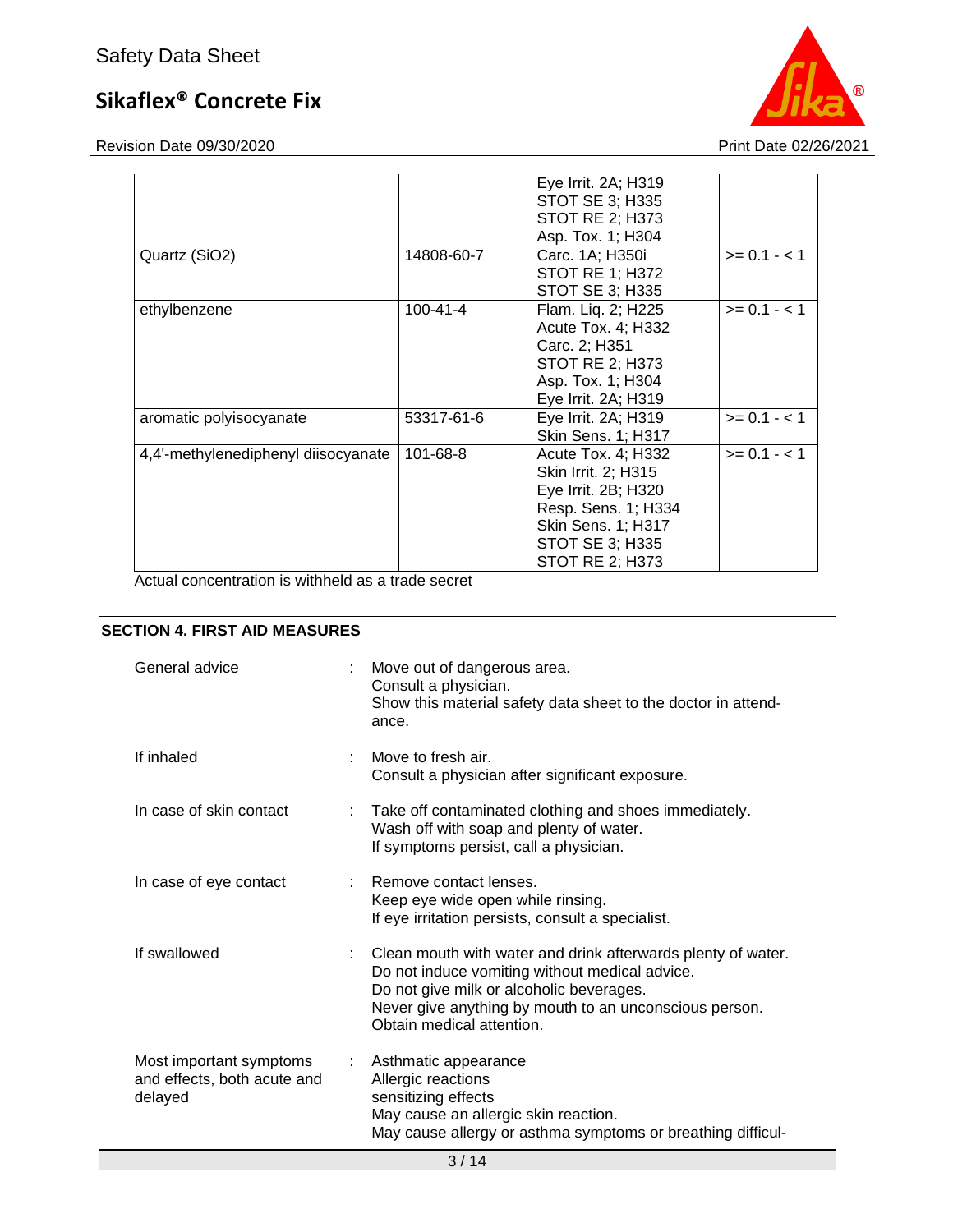| | | | |
|---|---|---|---|
| | | Eye Irrit. 2A; H319<br>STOT SE 3; H335<br>STOT RE 2; H373<br>Asp. Tox. 1; H304 | |
| Quartz (SiO2) | 14808-60-7 | Carc. 1A; H350i<br>STOT RE 1; H372<br>STOT SE 3; H335 | >= 0.1 - < 1 |
| ethylbenzene | 100-41-4 | Flam. Liq. 2; H225<br>Acute Tox. 4; H332<br>Carc. 2; H351<br>STOT RE 2; H373<br>Asp. Tox. 1; H304<br>Eye Irrit. 2A; H319 | >= 0.1 - < 1 |
| aromatic polyisocyanate | 53317-61-6 | Eye Irrit. 2A; H319<br>Skin Sens. 1; H317 | >= 0.1 - < 1 |
| 4,4'-methylenediphenyl diisocyanate | 101-68-8 | Acute Tox. 4; H332<br>Skin Irrit. 2; H315<br>Eye Irrit. 2B; H320<br>Resp. Sens. 1; H334<br>Skin Sens. 1; H317<br>STOT SE 3; H335<br>STOT RE 2; H373 | >= 0.1 - < 1 |

Actual concentration is withheld as a trade secret

## SECTION 4. FIRST AID MEASURES

| | | |
|---|---|---|
| General advice | : | Move out of dangerous area.<br>Consult a physician.<br>Show this material safety data sheet to the doctor in attendance. |
| If inhaled | : | Move to fresh air.<br>Consult a physician after significant exposure. |
| In case of skin contact | : | Take off contaminated clothing and shoes immediately.<br>Wash off with soap and plenty of water.<br>If symptoms persist, call a physician. |
| In case of eye contact | : | Remove contact lenses.<br>Keep eye wide open while rinsing.<br>If eye irritation persists, consult a specialist. |
| If swallowed | : | Clean mouth with water and drink afterwards plenty of water.<br>Do not induce vomiting without medical advice.<br>Do not give milk or alcoholic beverages.<br>Never give anything by mouth to an unconscious person.<br>Obtain medical attention. |
| Most important symptoms and effects, both acute and delayed | : | Asthmatic appearance<br>Allergic reactions<br>sensitizing effects<br>May cause an allergic skin reaction.<br>May cause allergy or asthma symptoms or breathing difficul- |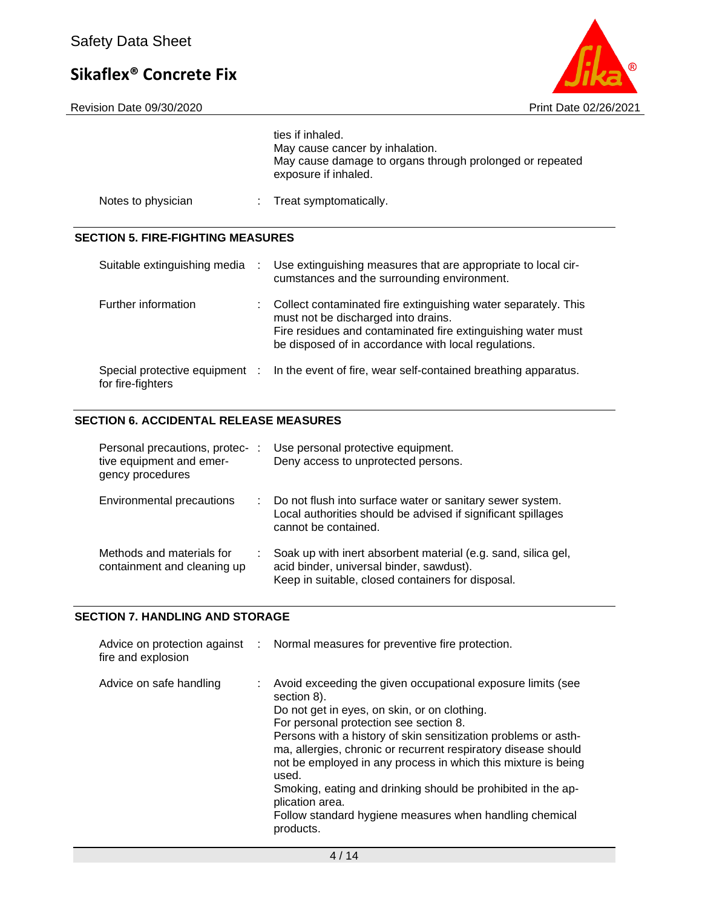ties if inhaled.
May cause cancer by inhalation.
May cause damage to organs through prolonged or repeated exposure if inhaled.

| | | |
|---|---|---|
| Notes to physician | : | Treat symptomatically. |

## SECTION 5. FIRE-FIGHTING MEASURES

| | | |
|---|---|---|
| Suitable extinguishing media | : | Use extinguishing measures that are appropriate to local circumstances and the surrounding environment. |
| Further information | : | Collect contaminated fire extinguishing water separately. This must not be discharged into drains.<br>Fire residues and contaminated fire extinguishing water must be disposed of in accordance with local regulations. |
| Special protective equipment for fire-fighters | : | In the event of fire, wear self-contained breathing apparatus. |

## SECTION 6. ACCIDENTAL RELEASE MEASURES

| | | |
|---|---|---|
| Personal precautions, protective equipment and emergency procedures | : | Use personal protective equipment.<br>Deny access to unprotected persons. |
| Environmental precautions | : | Do not flush into surface water or sanitary sewer system.<br>Local authorities should be advised if significant spillages cannot be contained. |
| Methods and materials for containment and cleaning up | : | Soak up with inert absorbent material (e.g. sand, silica gel, acid binder, universal binder, sawdust).<br>Keep in suitable, closed containers for disposal. |

## SECTION 7. HANDLING AND STORAGE

| | | |
|---|---|---|
| Advice on protection against fire and explosion | : | Normal measures for preventive fire protection. |
| Advice on safe handling | : | Avoid exceeding the given occupational exposure limits (see section 8).<br>Do not get in eyes, on skin, or on clothing.<br>For personal protection see section 8.<br>Persons with a history of skin sensitization problems or asthma, allergies, chronic or recurrent respiratory disease should not be employed in any process in which this mixture is being used.<br>Smoking, eating and drinking should be prohibited in the application area.<br>Follow standard hygiene measures when handling chemical products. |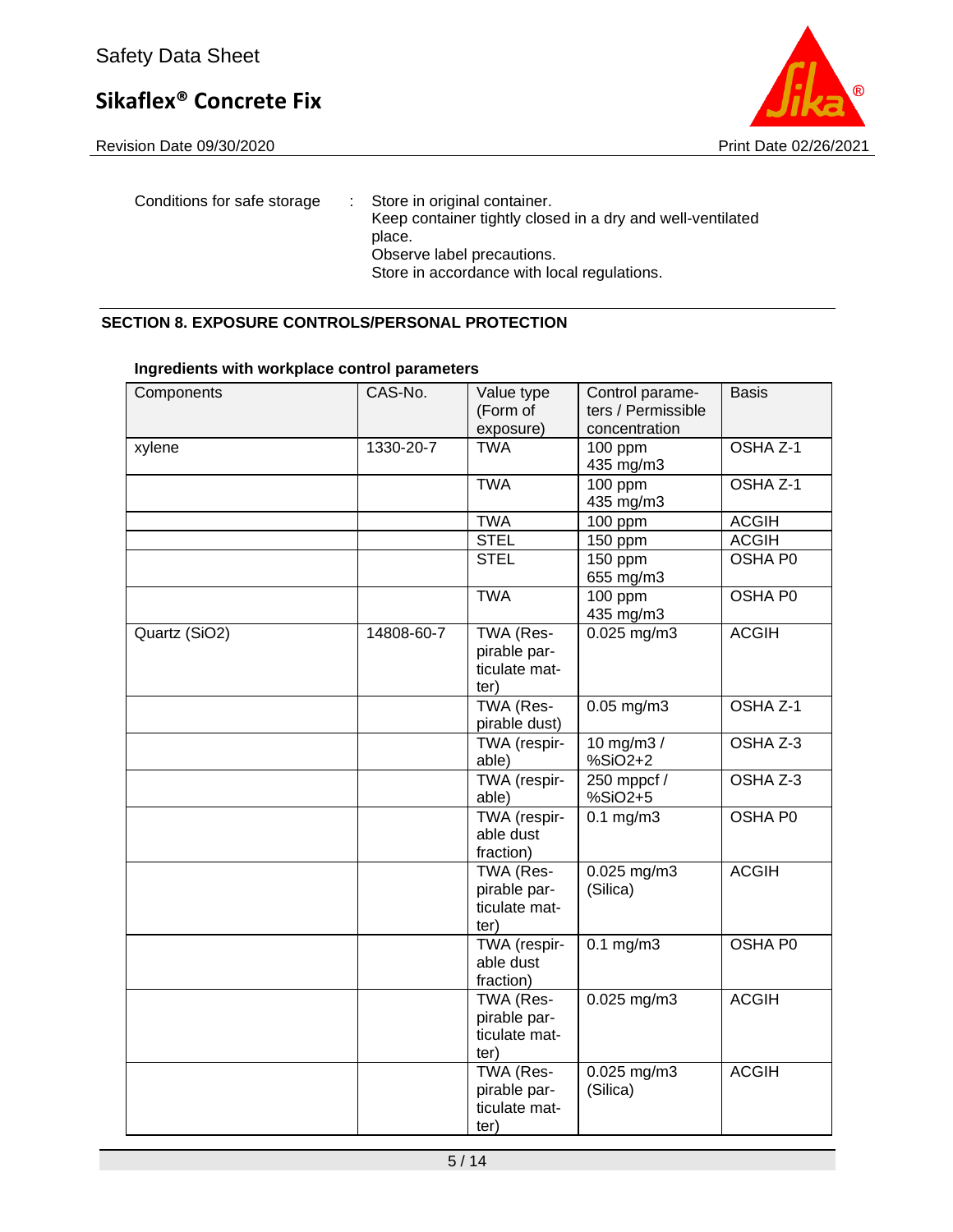Conditions for safe storage : Store in original container.
Keep container tightly closed in a dry and well-ventilated place.
Observe label precautions.
Store in accordance with local regulations.

## SECTION 8. EXPOSURE CONTROLS/PERSONAL PROTECTION

### Ingredients with workplace control parameters

| Components | CAS-No. | Value type (Form of exposure) | Control parameters / Permissible concentration | Basis |
|---|---|---|---|---|
| xylene | 1330-20-7 | TWA | 100 ppm<br>435 mg/m3 | OSHA Z-1 |
| | | TWA | 100 ppm<br>435 mg/m3 | OSHA Z-1 |
| | | TWA | 100 ppm | ACGIH |
| | | STEL | 150 ppm | ACGIH |
| | | STEL | 150 ppm<br>655 mg/m3 | OSHA P0 |
| | | TWA | 100 ppm<br>435 mg/m3 | OSHA P0 |
| Quartz (SiO2) | 14808-60-7 | TWA (Respirable particulate matter) | 0.025 mg/m3 | ACGIH |
| | | TWA (Respirable dust) | 0.05 mg/m3 | OSHA Z-1 |
| | | TWA (respirable) | 10 mg/m3 / %SiO2+2 | OSHA Z-3 |
| | | TWA (respirable) | 250 mppcf / %SiO2+5 | OSHA Z-3 |
| | | TWA (respirable dust fraction) | 0.1 mg/m3 | OSHA P0 |
| | | TWA (Respirable particulate matter) | 0.025 mg/m3 (Silica) | ACGIH |
| | | TWA (respirable dust fraction) | 0.1 mg/m3 | OSHA P0 |
| | | TWA (Respirable particulate matter) | 0.025 mg/m3 | ACGIH |
| | | TWA (Respirable particulate matter) | 0.025 mg/m3 (Silica) | ACGIH |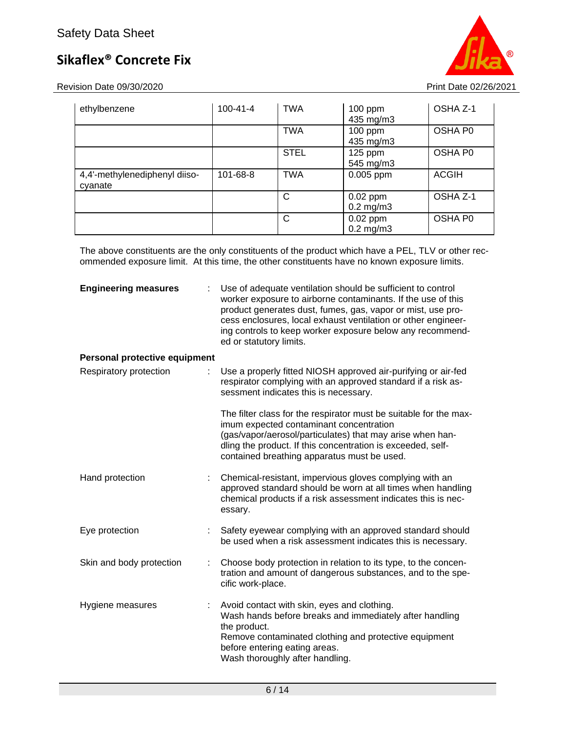| | | | | |
|---|---|---|---|---|
| ethylbenzene | 100-41-4 | TWA | 100 ppm<br>435 mg/m3 | OSHA Z-1 |
| | | TWA | 100 ppm<br>435 mg/m3 | OSHA P0 |
| | | STEL | 125 ppm<br>545 mg/m3 | OSHA P0 |
| 4,4'-methylenediphenyl diisocyanate | 101-68-8 | TWA | 0.005 ppm | ACGIH |
| | | C | 0.02 ppm<br>0.2 mg/m3 | OSHA Z-1 |
| | | C | 0.02 ppm<br>0.2 mg/m3 | OSHA P0 |

The above constituents are the only constituents of the product which have a PEL, TLV or other recommended exposure limit. At this time, the other constituents have no known exposure limits.

**Engineering measures** : Use of adequate ventilation should be sufficient to control worker exposure to airborne contaminants. If the use of this product generates dust, fumes, gas, vapor or mist, use process enclosures, local exhaust ventilation or other engineering controls to keep worker exposure below any recommended or statutory limits.

**Personal protective equipment**

Respiratory protection : Use a properly fitted NIOSH approved air-purifying or air-fed respirator complying with an approved standard if a risk assessment indicates this is necessary.

The filter class for the respirator must be suitable for the maximum expected contaminant concentration (gas/vapor/aerosol/particulates) that may arise when handling the product. If this concentration is exceeded, self-contained breathing apparatus must be used.

Hand protection : Chemical-resistant, impervious gloves complying with an approved standard should be worn at all times when handling chemical products if a risk assessment indicates this is necessary.

Eye protection : Safety eyewear complying with an approved standard should be used when a risk assessment indicates this is necessary.

Skin and body protection : Choose body protection in relation to its type, to the concentration and amount of dangerous substances, and to the specific work-place.

Hygiene measures : Avoid contact with skin, eyes and clothing.
Wash hands before breaks and immediately after handling the product.
Remove contaminated clothing and protective equipment before entering eating areas.
Wash thoroughly after handling.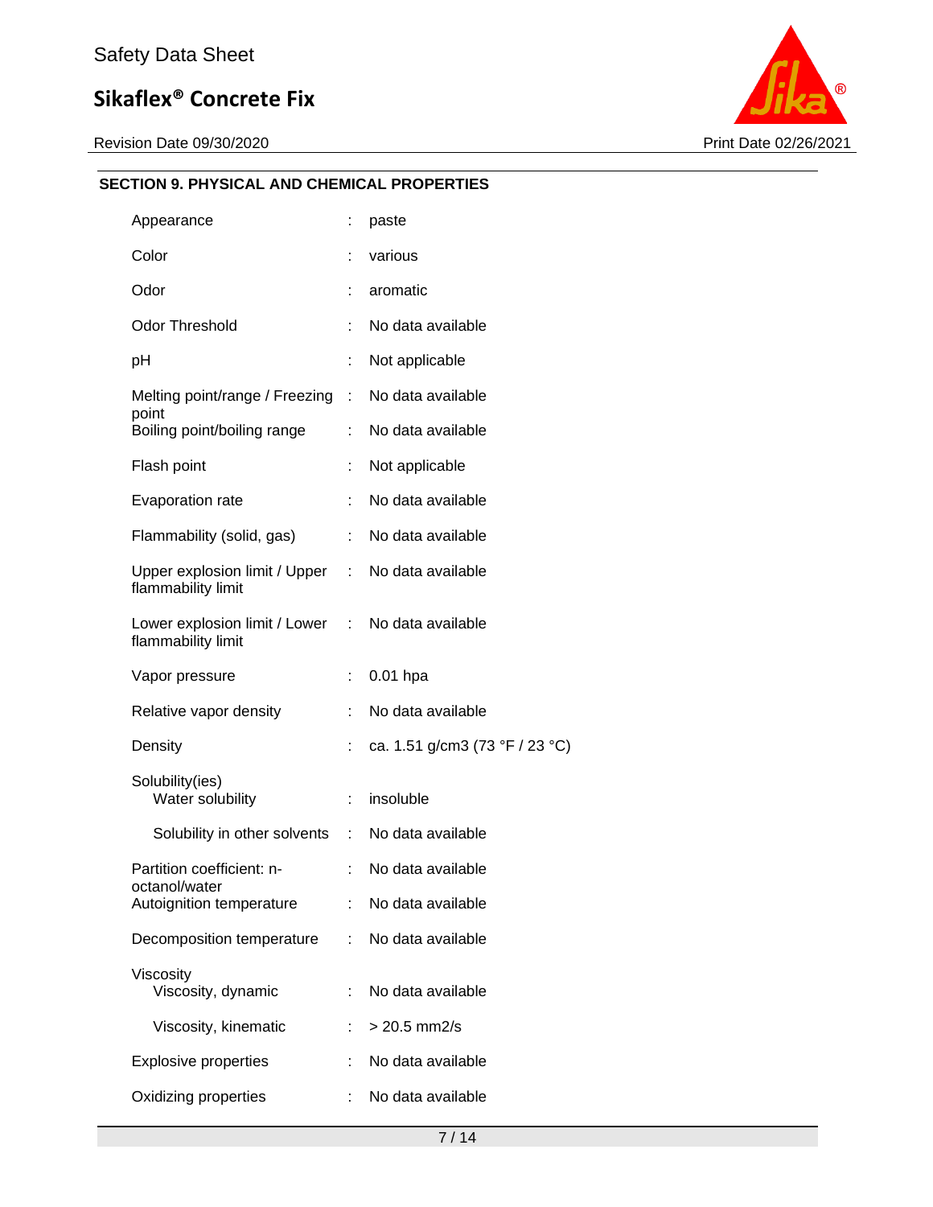## SECTION 9. PHYSICAL AND CHEMICAL PROPERTIES

| Property | Value |
|---|---|
| Appearance | paste |
| Color | various |
| Odor | aromatic |
| Odor Threshold | No data available |
| pH | Not applicable |
| Melting point/range / Freezing point | No data available |
| Boiling point/boiling range | No data available |
| Flash point | Not applicable |
| Evaporation rate | No data available |
| Flammability (solid, gas) | No data available |
| Upper explosion limit / Upper flammability limit | No data available |
| Lower explosion limit / Lower flammability limit | No data available |
| Vapor pressure | 0.01 hpa |
| Relative vapor density | No data available |
| Density | ca. 1.51 g/cm3 (73 °F / 23 °C) |
| Solubility(ies) | |
| Water solubility | insoluble |
| Solubility in other solvents | No data available |
| Partition coefficient: n-octanol/water | No data available |
| Autoignition temperature | No data available |
| Decomposition temperature | No data available |
| Viscosity | |
| Viscosity, dynamic | No data available |
| Viscosity, kinematic | > 20.5 mm2/s |
| Explosive properties | No data available |
| Oxidizing properties | No data available |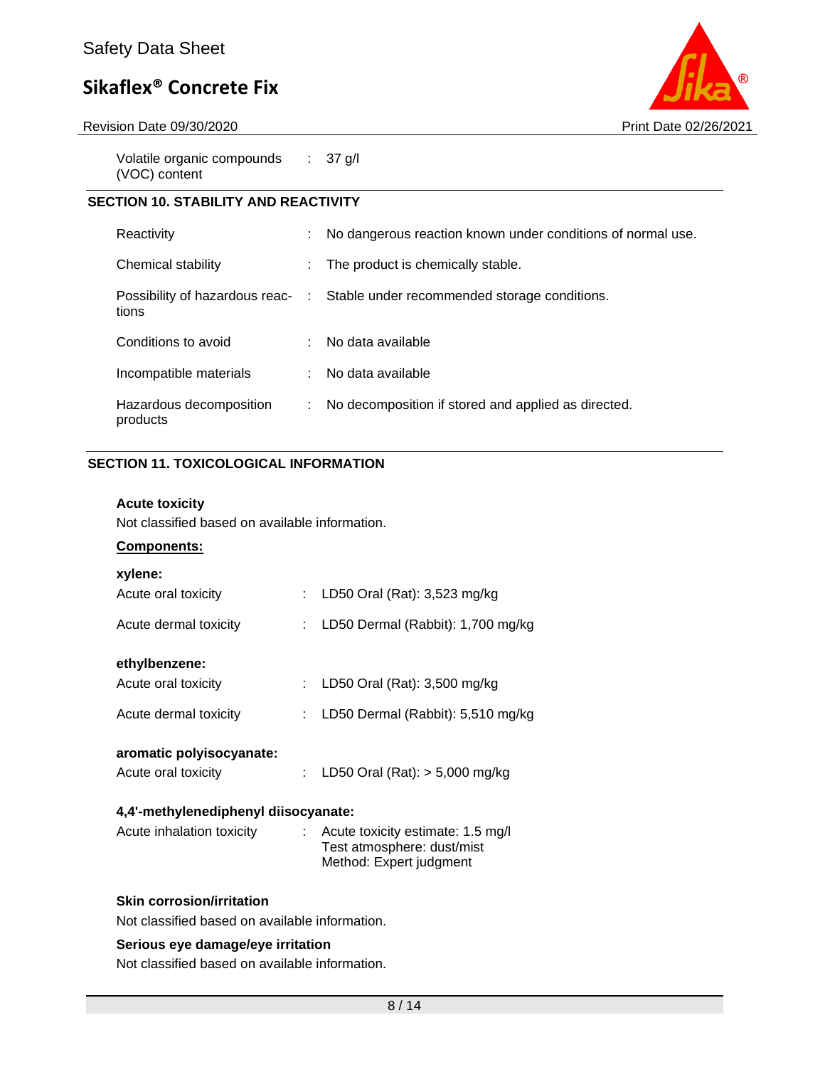| | | |
|---|---|---|
| Volatile organic compounds (VOC) content | : | 37 g/l |

## SECTION 10. STABILITY AND REACTIVITY

| | | |
|---|---|---|
| Reactivity | : | No dangerous reaction known under conditions of normal use. |
| Chemical stability | : | The product is chemically stable. |
| Possibility of hazardous reactions | : | Stable under recommended storage conditions. |
| Conditions to avoid | : | No data available |
| Incompatible materials | : | No data available |
| Hazardous decomposition products | : | No decomposition if stored and applied as directed. |

## SECTION 11. TOXICOLOGICAL INFORMATION

**Acute toxicity**

Not classified based on available information.

**Components:**

**xylene:**

| | | |
|---|---|---|
| Acute oral toxicity | : | LD50 Oral (Rat): 3,523 mg/kg |
| Acute dermal toxicity | : | LD50 Dermal (Rabbit): 1,700 mg/kg |

**ethylbenzene:**

| | | |
|---|---|---|
| Acute oral toxicity | : | LD50 Oral (Rat): 3,500 mg/kg |
| Acute dermal toxicity | : | LD50 Dermal (Rabbit): 5,510 mg/kg |

**aromatic polyisocyanate:**

| | | |
|---|---|---|
| Acute oral toxicity | : | LD50 Oral (Rat): > 5,000 mg/kg |

**4,4'-methylenediphenyl diisocyanate:**

| | | |
|---|---|---|
| Acute inhalation toxicity | : | Acute toxicity estimate: 1.5 mg/l<br>Test atmosphere: dust/mist<br>Method: Expert judgment |

**Skin corrosion/irritation**

Not classified based on available information.

**Serious eye damage/eye irritation**

Not classified based on available information.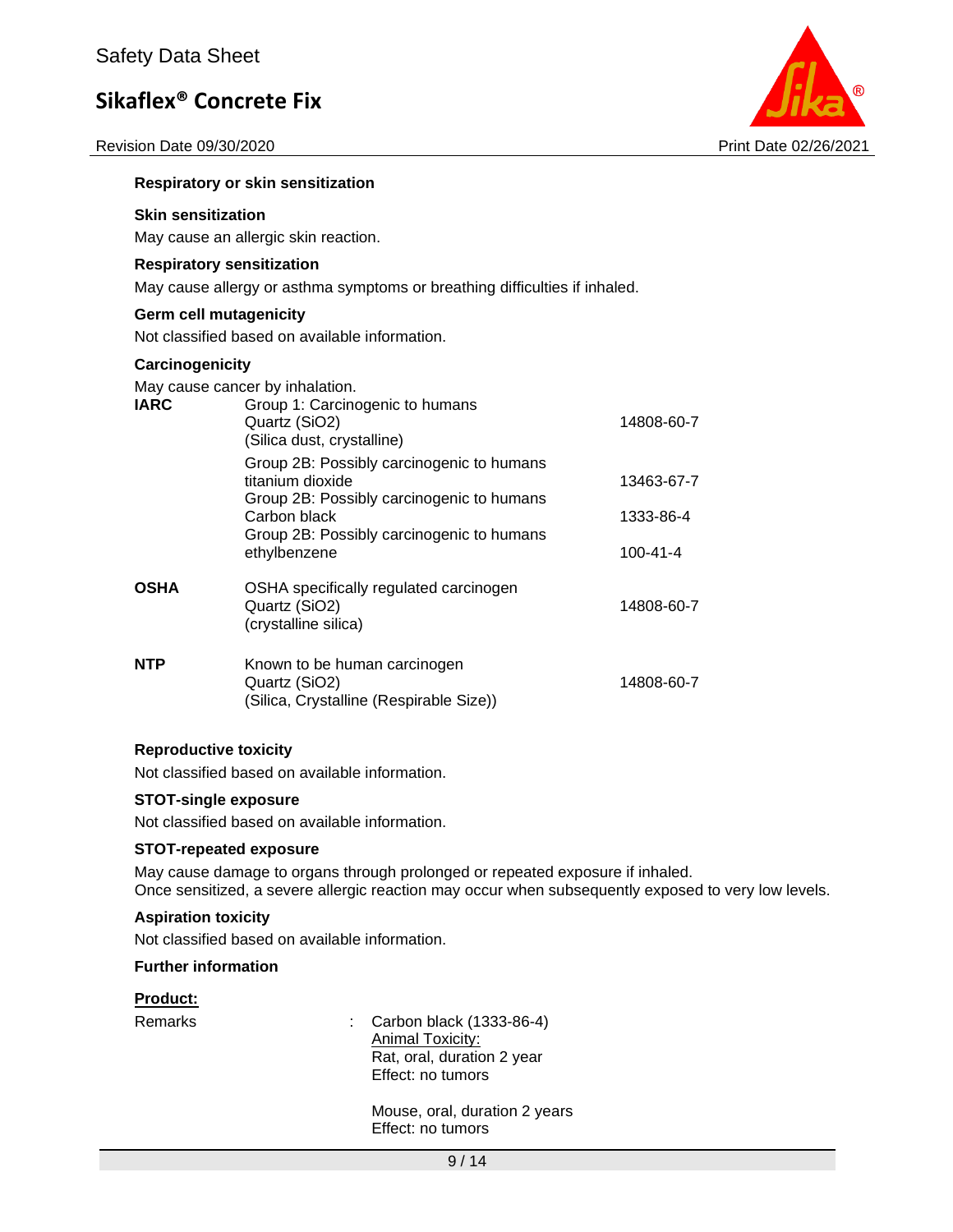### Respiratory or skin sensitization

**Skin sensitization**

May cause an allergic skin reaction.

**Respiratory sensitization**

May cause allergy or asthma symptoms or breathing difficulties if inhaled.

### Germ cell mutagenicity

Not classified based on available information.

### Carcinogenicity

May cause cancer by inhalation.

| | | |
|---|---|---|
| **IARC** | Group 1: Carcinogenic to humans<br>Quartz (SiO2)<br>(Silica dust, crystalline) | 14808-60-7 |
| | Group 2B: Possibly carcinogenic to humans<br>titanium dioxide | 13463-67-7 |
| | Group 2B: Possibly carcinogenic to humans<br>Carbon black | 1333-86-4 |
| | Group 2B: Possibly carcinogenic to humans<br>ethylbenzene | 100-41-4 |
| **OSHA** | OSHA specifically regulated carcinogen<br>Quartz (SiO2)<br>(crystalline silica) | 14808-60-7 |
| **NTP** | Known to be human carcinogen<br>Quartz (SiO2)<br>(Silica, Crystalline (Respirable Size)) | 14808-60-7 |

### Reproductive toxicity

Not classified based on available information.

### STOT-single exposure

Not classified based on available information.

### STOT-repeated exposure

May cause damage to organs through prolonged or repeated exposure if inhaled.
Once sensitized, a severe allergic reaction may occur when subsequently exposed to very low levels.

### Aspiration toxicity

Not classified based on available information.

### Further information

**Product:**

Remarks : Carbon black (1333-86-4)
Animal Toxicity:
Rat, oral, duration 2 year
Effect: no tumors

Mouse, oral, duration 2 years
Effect: no tumors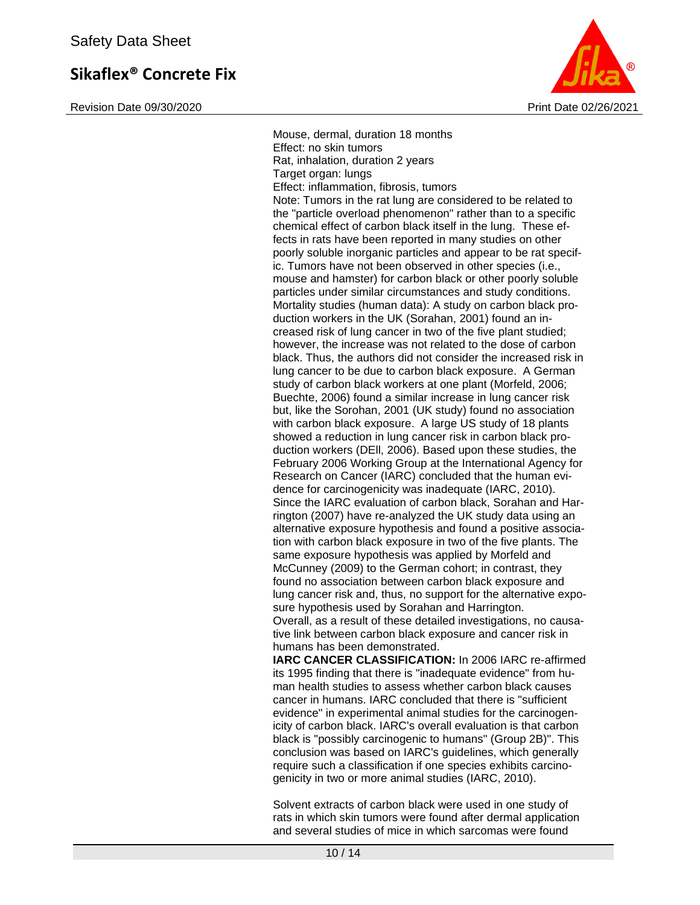Mouse, dermal, duration 18 months
Effect: no skin tumors
Rat, inhalation, duration 2 years
Target organ: lungs
Effect: inflammation, fibrosis, tumors
Note: Tumors in the rat lung are considered to be related to the "particle overload phenomenon" rather than to a specific chemical effect of carbon black itself in the lung. These effects in rats have been reported in many studies on other poorly soluble inorganic particles and appear to be rat specific. Tumors have not been observed in other species (i.e., mouse and hamster) for carbon black or other poorly soluble particles under similar circumstances and study conditions. Mortality studies (human data): A study on carbon black production workers in the UK (Sorahan, 2001) found an increased risk of lung cancer in two of the five plant studied; however, the increase was not related to the dose of carbon black. Thus, the authors did not consider the increased risk in lung cancer to be due to carbon black exposure. A German study of carbon black workers at one plant (Morfeld, 2006; Buechte, 2006) found a similar increase in lung cancer risk but, like the Sorohan, 2001 (UK study) found no association with carbon black exposure. A large US study of 18 plants showed a reduction in lung cancer risk in carbon black production workers (DEll, 2006). Based upon these studies, the February 2006 Working Group at the International Agency for Research on Cancer (IARC) concluded that the human evidence for carcinogenicity was inadequate (IARC, 2010). Since the IARC evaluation of carbon black, Sorahan and Harrington (2007) have re-analyzed the UK study data using an alternative exposure hypothesis and found a positive association with carbon black exposure in two of the five plants. The same exposure hypothesis was applied by Morfeld and McCunney (2009) to the German cohort; in contrast, they found no association between carbon black exposure and lung cancer risk and, thus, no support for the alternative exposure hypothesis used by Sorahan and Harrington.
Overall, as a result of these detailed investigations, no causative link between carbon black exposure and cancer risk in humans has been demonstrated.
**IARC CANCER CLASSIFICATION:** In 2006 IARC re-affirmed its 1995 finding that there is "inadequate evidence" from human health studies to assess whether carbon black causes cancer in humans. IARC concluded that there is "sufficient evidence" in experimental animal studies for the carcinogenicity of carbon black. IARC's overall evaluation is that carbon black is "possibly carcinogenic to humans" (Group 2B)". This conclusion was based on IARC's guidelines, which generally require such a classification if one species exhibits carcinogenicity in two or more animal studies (IARC, 2010).

Solvent extracts of carbon black were used in one study of rats in which skin tumors were found after dermal application and several studies of mice in which sarcomas were found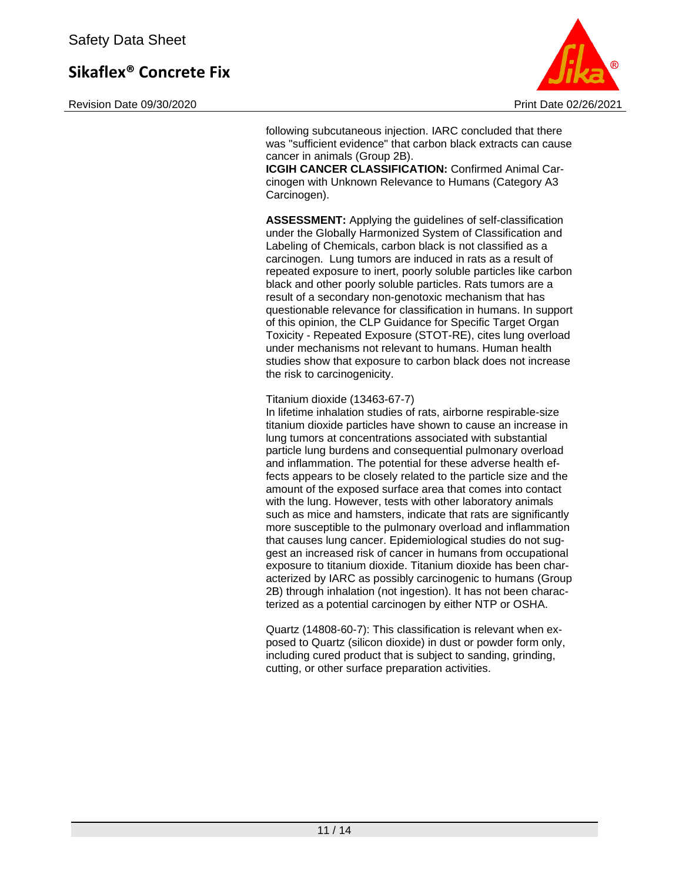following subcutaneous injection. IARC concluded that there was "sufficient evidence" that carbon black extracts can cause cancer in animals (Group 2B).
**ICGIH CANCER CLASSIFICATION:** Confirmed Animal Carcinogen with Unknown Relevance to Humans (Category A3 Carcinogen).

**ASSESSMENT:** Applying the guidelines of self-classification under the Globally Harmonized System of Classification and Labeling of Chemicals, carbon black is not classified as a carcinogen. Lung tumors are induced in rats as a result of repeated exposure to inert, poorly soluble particles like carbon black and other poorly soluble particles. Rats tumors are a result of a secondary non-genotoxic mechanism that has questionable relevance for classification in humans. In support of this opinion, the CLP Guidance for Specific Target Organ Toxicity - Repeated Exposure (STOT-RE), cites lung overload under mechanisms not relevant to humans. Human health studies show that exposure to carbon black does not increase the risk to carcinogenicity.

Titanium dioxide (13463-67-7)
In lifetime inhalation studies of rats, airborne respirable-size titanium dioxide particles have shown to cause an increase in lung tumors at concentrations associated with substantial particle lung burdens and consequential pulmonary overload and inflammation. The potential for these adverse health effects appears to be closely related to the particle size and the amount of the exposed surface area that comes into contact with the lung. However, tests with other laboratory animals such as mice and hamsters, indicate that rats are significantly more susceptible to the pulmonary overload and inflammation that causes lung cancer. Epidemiological studies do not suggest an increased risk of cancer in humans from occupational exposure to titanium dioxide. Titanium dioxide has been characterized by IARC as possibly carcinogenic to humans (Group 2B) through inhalation (not ingestion). It has not been characterized as a potential carcinogen by either NTP or OSHA.

Quartz (14808-60-7): This classification is relevant when exposed to Quartz (silicon dioxide) in dust or powder form only, including cured product that is subject to sanding, grinding, cutting, or other surface preparation activities.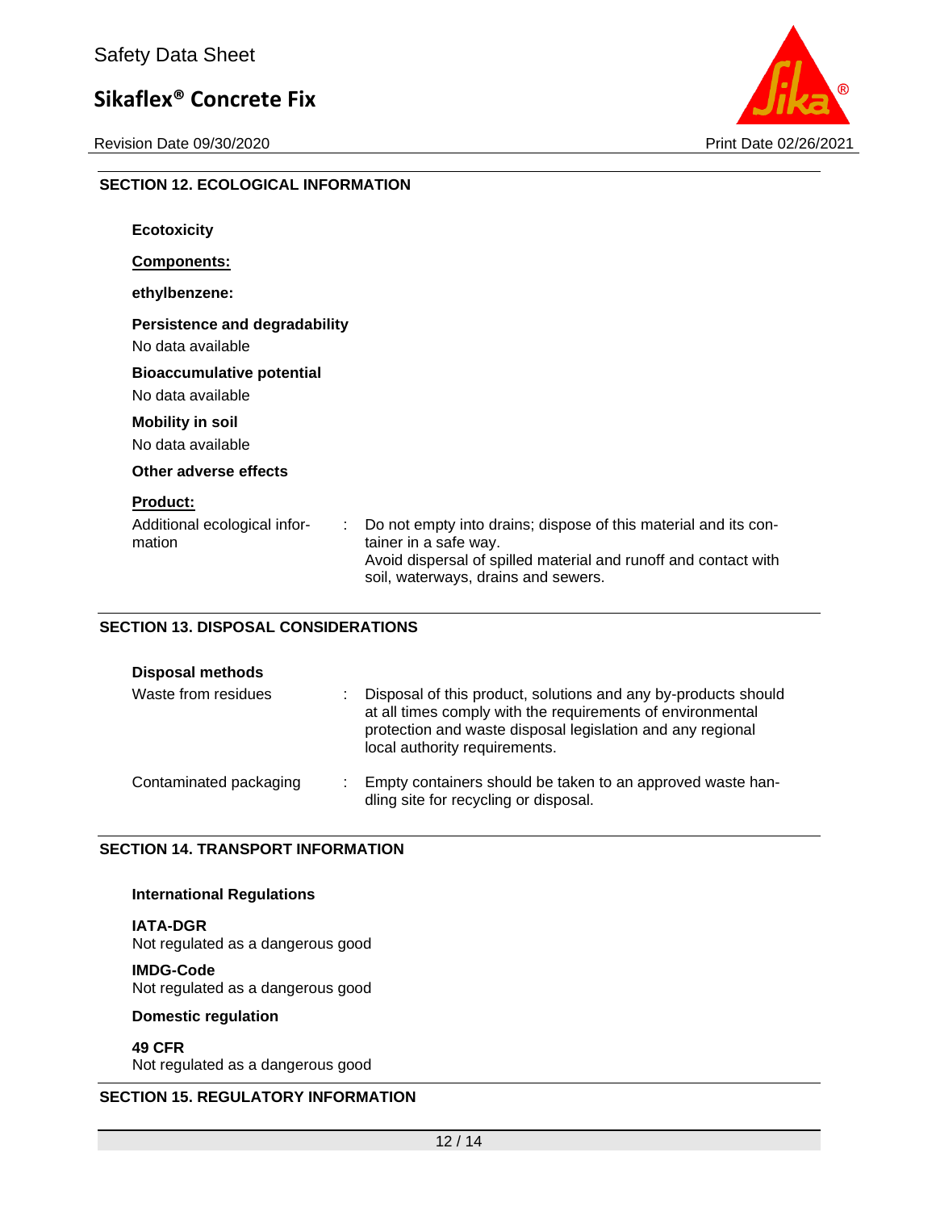## SECTION 12. ECOLOGICAL INFORMATION

**Ecotoxicity**

**Components:**

**ethylbenzene:**

**Persistence and degradability**

No data available

**Bioaccumulative potential**

No data available

**Mobility in soil**

No data available

**Other adverse effects**

**Product:**

| | | |
|---|---|---|
| Additional ecological information | : | Do not empty into drains; dispose of this material and its container in a safe way. Avoid dispersal of spilled material and runoff and contact with soil, waterways, drains and sewers. |

## SECTION 13. DISPOSAL CONSIDERATIONS

**Disposal methods**

| | | |
|---|---|---|
| Waste from residues | : | Disposal of this product, solutions and any by-products should at all times comply with the requirements of environmental protection and waste disposal legislation and any regional local authority requirements. |
| Contaminated packaging | : | Empty containers should be taken to an approved waste handling site for recycling or disposal. |

## SECTION 14. TRANSPORT INFORMATION

**International Regulations**

**IATA-DGR**
Not regulated as a dangerous good

**IMDG-Code**
Not regulated as a dangerous good

**Domestic regulation**

**49 CFR**
Not regulated as a dangerous good

## SECTION 15. REGULATORY INFORMATION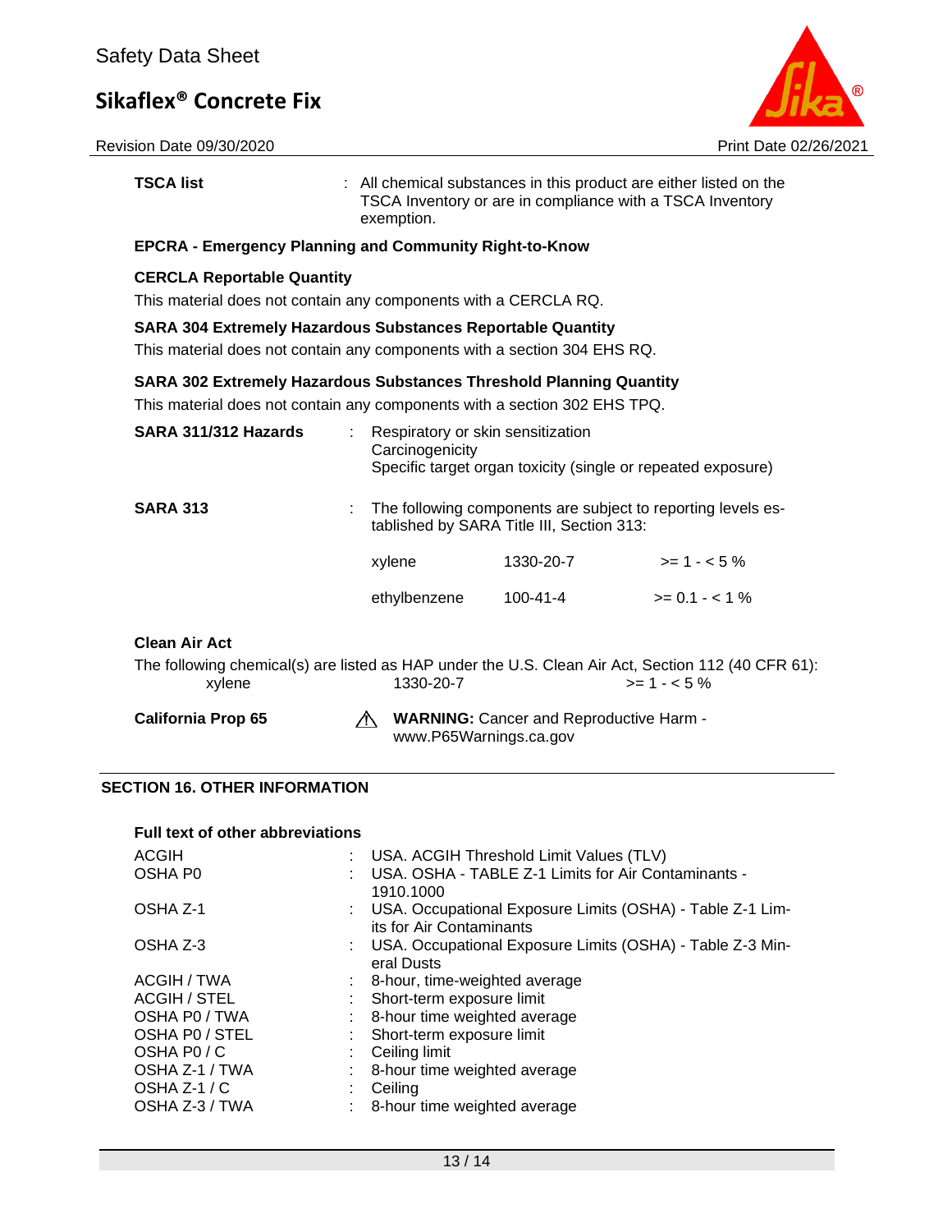**TSCA list** : All chemical substances in this product are either listed on the TSCA Inventory or are in compliance with a TSCA Inventory exemption.

**EPCRA - Emergency Planning and Community Right-to-Know**

**CERCLA Reportable Quantity**

This material does not contain any components with a CERCLA RQ.

**SARA 304 Extremely Hazardous Substances Reportable Quantity**

This material does not contain any components with a section 304 EHS RQ.

**SARA 302 Extremely Hazardous Substances Threshold Planning Quantity**

This material does not contain any components with a section 302 EHS TPQ.

**SARA 311/312 Hazards** : Respiratory or skin sensitization
Carcinogenicity
Specific target organ toxicity (single or repeated exposure)

**SARA 313** : The following components are subject to reporting levels established by SARA Title III, Section 313:

| | | |
|---|---|---|
| xylene | 1330-20-7 | >= 1 - < 5 % |
| ethylbenzene | 100-41-4 | >= 0.1 - < 1 % |

**Clean Air Act**

The following chemical(s) are listed as HAP under the U.S. Clean Air Act, Section 112 (40 CFR 61):

| | | |
|---|---|---|
| xylene | 1330-20-7 | >= 1 - < 5 % |

**California Prop 65** ⚠ **WARNING:** Cancer and Reproductive Harm - www.P65Warnings.ca.gov

## SECTION 16. OTHER INFORMATION

**Full text of other abbreviations**

| | |
|---|---|
| ACGIH | : USA. ACGIH Threshold Limit Values (TLV) |
| OSHA P0 | : USA. OSHA - TABLE Z-1 Limits for Air Contaminants - 1910.1000 |
| OSHA Z-1 | : USA. Occupational Exposure Limits (OSHA) - Table Z-1 Limits for Air Contaminants |
| OSHA Z-3 | : USA. Occupational Exposure Limits (OSHA) - Table Z-3 Mineral Dusts |
| ACGIH / TWA | : 8-hour, time-weighted average |
| ACGIH / STEL | : Short-term exposure limit |
| OSHA P0 / TWA | : 8-hour time weighted average |
| OSHA P0 / STEL | : Short-term exposure limit |
| OSHA P0 / C | : Ceiling limit |
| OSHA Z-1 / TWA | : 8-hour time weighted average |
| OSHA Z-1 / C | : Ceiling |
| OSHA Z-3 / TWA | : 8-hour time weighted average |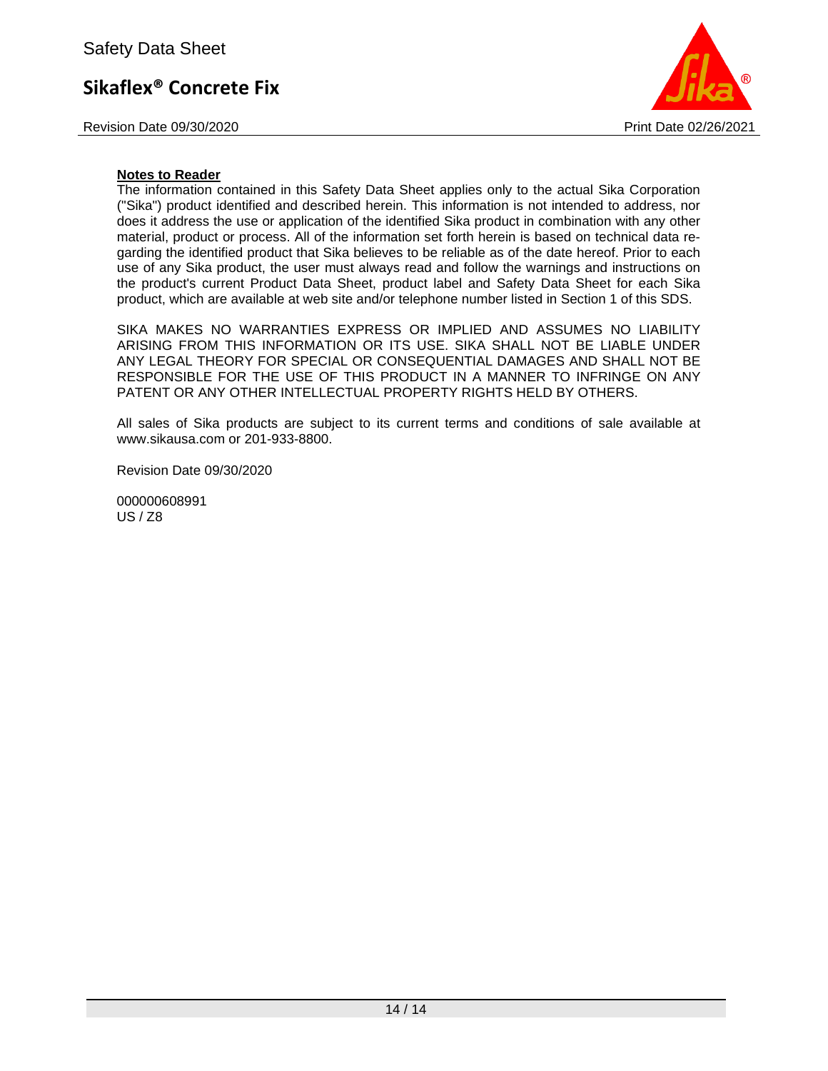**Notes to Reader**

The information contained in this Safety Data Sheet applies only to the actual Sika Corporation ("Sika") product identified and described herein. This information is not intended to address, nor does it address the use or application of the identified Sika product in combination with any other material, product or process. All of the information set forth herein is based on technical data regarding the identified product that Sika believes to be reliable as of the date hereof. Prior to each use of any Sika product, the user must always read and follow the warnings and instructions on the product's current Product Data Sheet, product label and Safety Data Sheet for each Sika product, which are available at web site and/or telephone number listed in Section 1 of this SDS.

SIKA MAKES NO WARRANTIES EXPRESS OR IMPLIED AND ASSUMES NO LIABILITY ARISING FROM THIS INFORMATION OR ITS USE. SIKA SHALL NOT BE LIABLE UNDER ANY LEGAL THEORY FOR SPECIAL OR CONSEQUENTIAL DAMAGES AND SHALL NOT BE RESPONSIBLE FOR THE USE OF THIS PRODUCT IN A MANNER TO INFRINGE ON ANY PATENT OR ANY OTHER INTELLECTUAL PROPERTY RIGHTS HELD BY OTHERS.

All sales of Sika products are subject to its current terms and conditions of sale available at www.sikausa.com or 201-933-8800.

Revision Date 09/30/2020

000000608991
US / Z8